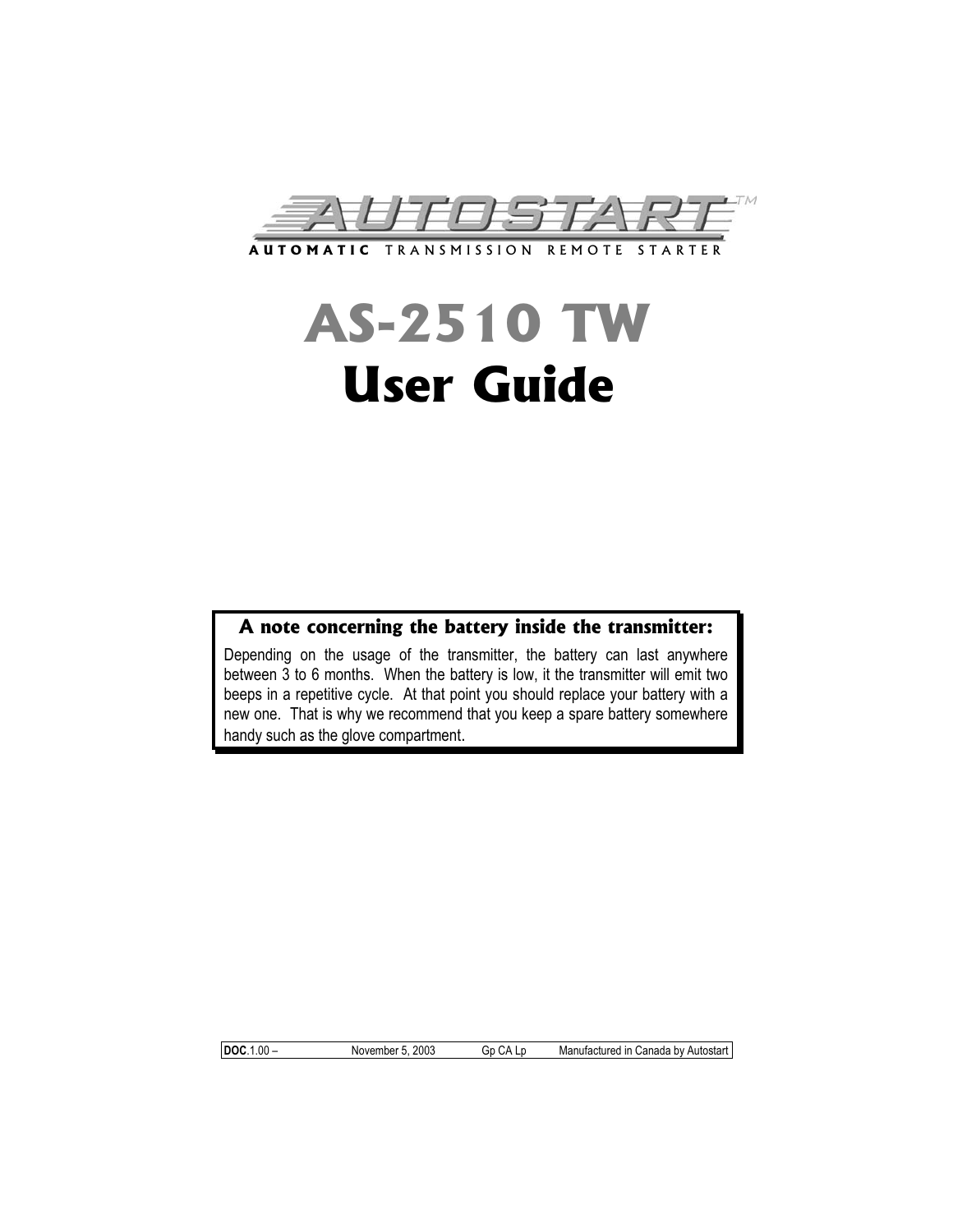# AUTOSTART™

**AUTOMATIC** TRANSMISSION REMOTE STARTER

# AS-2510 TW
# User Guide

**A note concerning the battery inside the transmitter:**

Depending on the usage of the transmitter, the battery can last anywhere between 3 to 6 months. When the battery is low, it the transmitter will emit two beeps in a repetitive cycle. At that point you should replace your battery with a new one. That is why we recommend that you keep a spare battery somewhere handy such as the glove compartment.

| **DOC**.1.00 – | November 5, 2003 | Gp CA Lp | Manufactured in Canada by Autostart |
|---|---|---|---|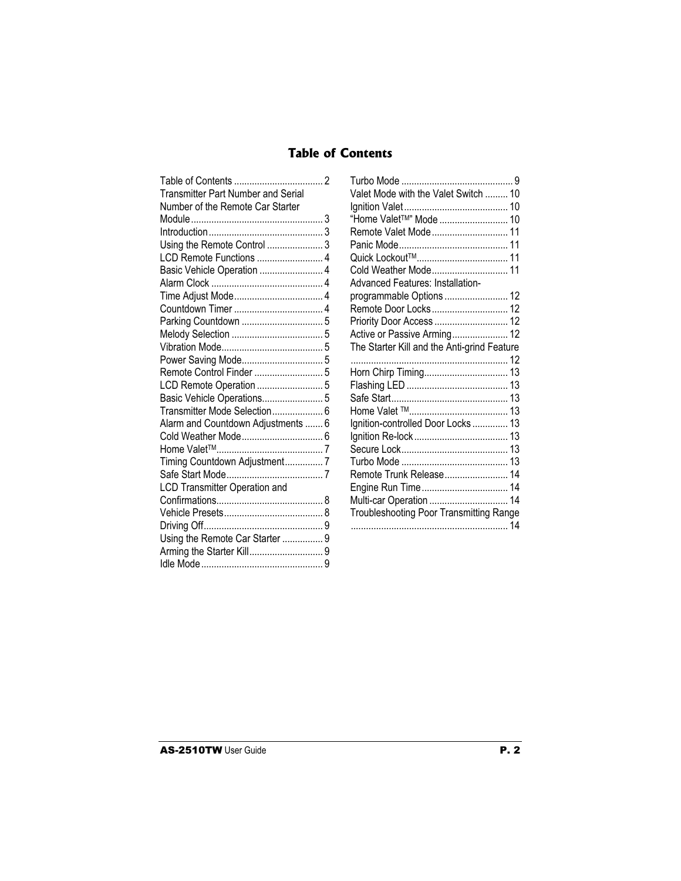# Table of Contents

Table of Contents .................................. 2
Transmitter Part Number and Serial Number of the Remote Car Starter Module ................................................... 3
Introduction ............................................ 3
Using the Remote Control ...................... 3
LCD Remote Functions .......................... 4
Basic Vehicle Operation ......................... 4
Alarm Clock ............................................ 4
Time Adjust Mode ................................... 4
Countdown Timer ................................... 4
Parking Countdown ................................ 5
Melody Selection .................................... 5
Vibration Mode ........................................ 5
Power Saving Mode ................................ 5
Remote Control Finder ........................... 5
LCD Remote Operation .......................... 5
Basic Vehicle Operations ........................ 5
Transmitter Mode Selection .................... 6
Alarm and Countdown Adjustments ....... 6
Cold Weather Mode ................................ 6
Home Valet™ .......................................... 7
Timing Countdown Adjustment .............. 7
Safe Start Mode ...................................... 7
LCD Transmitter Operation and Confirmations .......................................... 8
Vehicle Presets ....................................... 8
Driving Off ............................................... 9
Using the Remote Car Starter ................ 9
Arming the Starter Kill ............................. 9
Idle Mode ................................................ 9
Turbo Mode ............................................ 9
Valet Mode with the Valet Switch ......... 10
Ignition Valet ......................................... 10
"Home Valet™" Mode ........................... 10
Remote Valet Mode .............................. 11
Panic Mode ........................................... 11
Quick Lockout™ .................................... 11
Cold Weather Mode .............................. 11
Advanced Features: Installation-programmable Options ......................... 12
Remote Door Locks .............................. 12
Priority Door Access ............................. 12
Active or Passive Arming ...................... 12
The Starter Kill and the Anti-grind Feature ............................................................. 12
Horn Chirp Timing ................................. 13
Flashing LED ........................................ 13
Safe Start .............................................. 13
Home Valet ™ ....................................... 13
Ignition-controlled Door Locks .............. 13
Ignition Re-lock ..................................... 13
Secure Lock .......................................... 13
Turbo Mode .......................................... 13
Remote Trunk Release ......................... 14
Engine Run Time .................................. 14
Multi-car Operation ............................... 14
Troubleshooting Poor Transmitting Range ............................................................. 14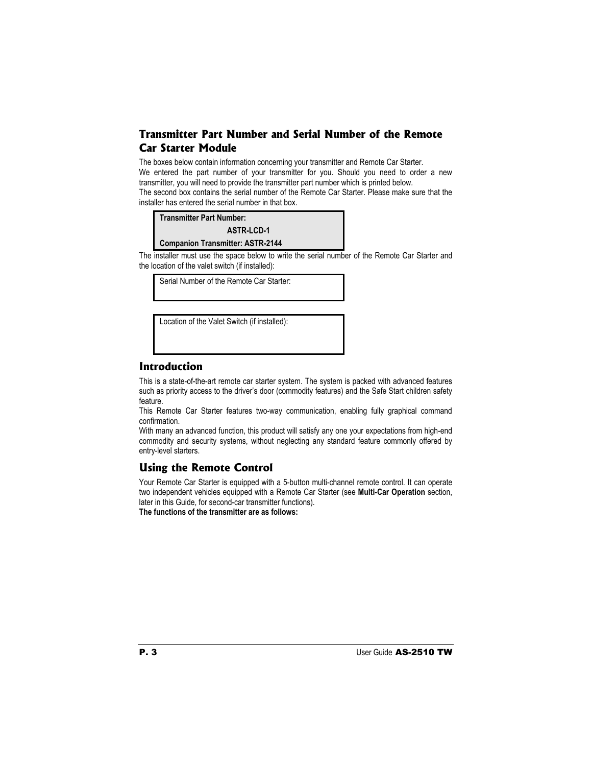## Transmitter Part Number and Serial Number of the Remote Car Starter Module

The boxes below contain information concerning your transmitter and Remote Car Starter.
We entered the part number of your transmitter for you. Should you need to order a new transmitter, you will need to provide the transmitter part number which is printed below.
The second box contains the serial number of the Remote Car Starter. Please make sure that the installer has entered the serial number in that box.

| **Transmitter Part Number:** |
|---|
| **ASTR-LCD-1** |
| **Companion Transmitter: ASTR-2144** |

The installer must use the space below to write the serial number of the Remote Car Starter and the location of the valet switch (if installed):

| Serial Number of the Remote Car Starter: |
|---|
| |

| Location of the Valet Switch (if installed): |
|---|
| |

## Introduction

This is a state-of-the-art remote car starter system. The system is packed with advanced features such as priority access to the driver's door (commodity features) and the Safe Start children safety feature.
This Remote Car Starter features two-way communication, enabling fully graphical command confirmation.
With many an advanced function, this product will satisfy any one your expectations from high-end commodity and security systems, without neglecting any standard feature commonly offered by entry-level starters.

## Using the Remote Control

Your Remote Car Starter is equipped with a 5-button multi-channel remote control. It can operate two independent vehicles equipped with a Remote Car Starter (see **Multi-Car Operation** section, later in this Guide, for second-car transmitter functions).
**The functions of the transmitter are as follows:**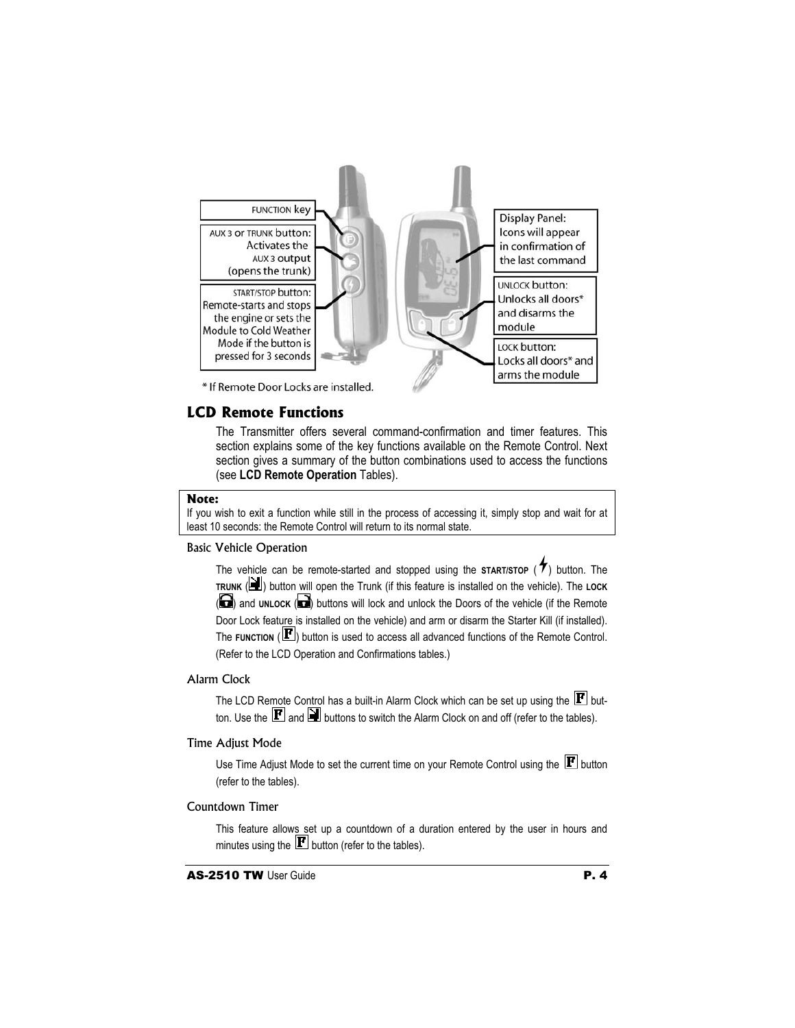FUNCTION key

AUX 3 or TRUNK button: Activates the AUX 3 output (opens the trunk)

START/STOP button: Remote-starts and stops the engine or sets the Module to Cold Weather Mode if the button is pressed for 3 seconds

Display Panel: Icons will appear in confirmation of the last command

UNLOCK button: Unlocks all doors* and disarms the module

LOCK button: Locks all doors* and arms the module

\* If Remote Door Locks are installed.

## LCD Remote Functions

The Transmitter offers several command-confirmation and timer features. This section explains some of the key functions available on the Remote Control. Next section gives a summary of the button combinations used to access the functions (see **LCD Remote Operation** Tables).

**Note:**
If you wish to exit a function while still in the process of accessing it, simply stop and wait for at least 10 seconds: the Remote Control will return to its normal state.

### Basic Vehicle Operation

The vehicle can be remote-started and stopped using the **START/STOP** (⚡) button. The **TRUNK** button will open the Trunk (if this feature is installed on the vehicle). The **LOCK** and **UNLOCK** buttons will lock and unlock the Doors of the vehicle (if the Remote Door Lock feature is installed on the vehicle) and arm or disarm the Starter Kill (if installed). The **FUNCTION** (F) button is used to access all advanced functions of the Remote Control. (Refer to the LCD Operation and Confirmations tables.)

### Alarm Clock

The LCD Remote Control has a built-in Alarm Clock which can be set up using the F button. Use the F and trunk buttons to switch the Alarm Clock on and off (refer to the tables).

### Time Adjust Mode

Use Time Adjust Mode to set the current time on your Remote Control using the F button (refer to the tables).

### Countdown Timer

This feature allows set up a countdown of a duration entered by the user in hours and minutes using the F button (refer to the tables).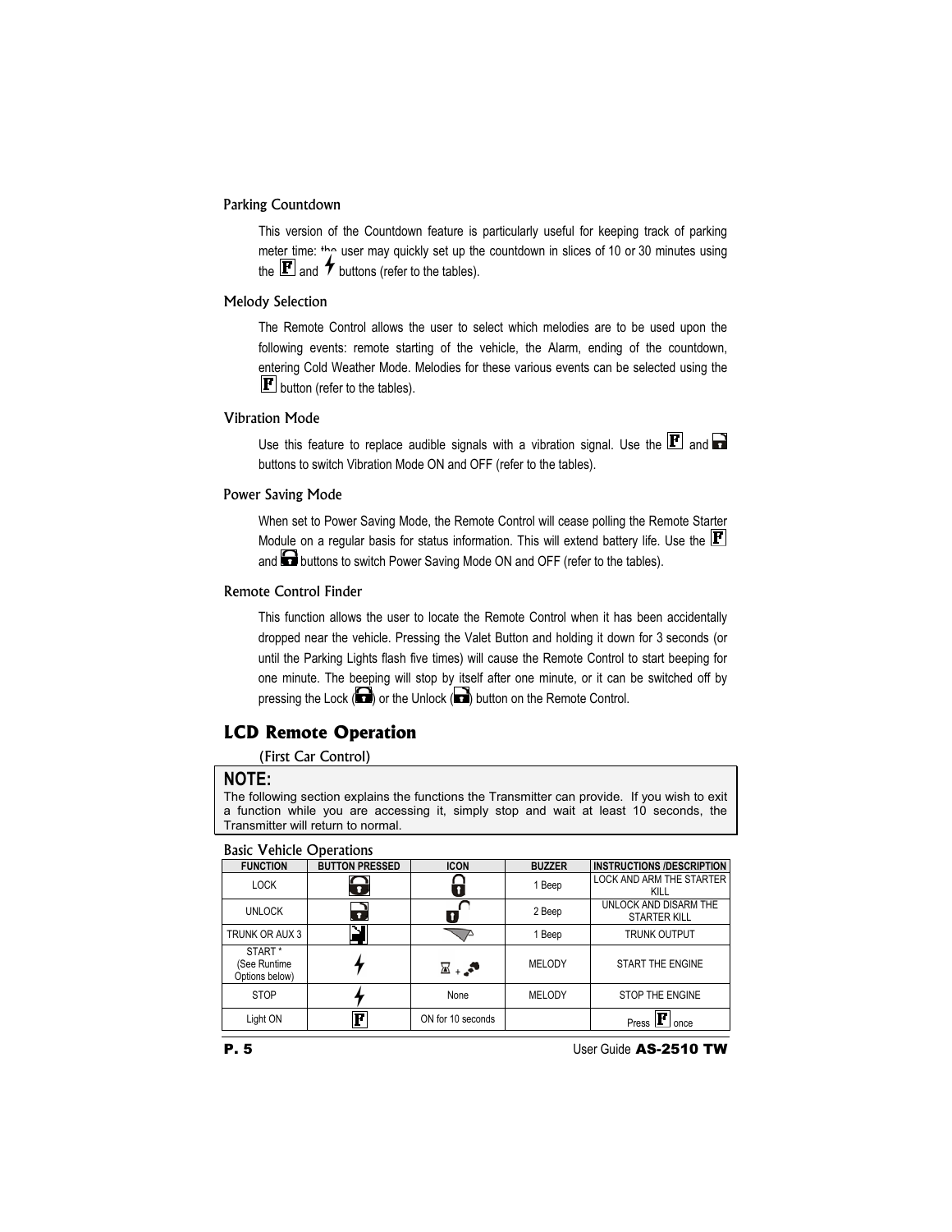### Parking Countdown

This version of the Countdown feature is particularly useful for keeping track of parking meter time: the user may quickly set up the countdown in slices of 10 or 30 minutes using the F and ⚡ buttons (refer to the tables).

### Melody Selection

The Remote Control allows the user to select which melodies are to be used upon the following events: remote starting of the vehicle, the Alarm, ending of the countdown, entering Cold Weather Mode. Melodies for these various events can be selected using the F button (refer to the tables).

### Vibration Mode

Use this feature to replace audible signals with a vibration signal. Use the F and Unlock buttons to switch Vibration Mode ON and OFF (refer to the tables).

### Power Saving Mode

When set to Power Saving Mode, the Remote Control will cease polling the Remote Starter Module on a regular basis for status information. This will extend battery life. Use the F and Lock buttons to switch Power Saving Mode ON and OFF (refer to the tables).

### Remote Control Finder

This function allows the user to locate the Remote Control when it has been accidentally dropped near the vehicle. Pressing the Valet Button and holding it down for 3 seconds (or until the Parking Lights flash five times) will cause the Remote Control to start beeping for one minute. The beeping will stop by itself after one minute, or it can be switched off by pressing the Lock (Lock) or the Unlock (Unlock) button on the Remote Control.

## LCD Remote Operation

(First Car Control)

**NOTE:**
The following section explains the functions the Transmitter can provide. If you wish to exit a function while you are accessing it, simply stop and wait at least 10 seconds, the Transmitter will return to normal.

### Basic Vehicle Operations

| FUNCTION | BUTTON PRESSED | ICON | BUZZER | INSTRUCTIONS /DESCRIPTION |
|---|---|---|---|---|
| LOCK | Lock | Locked padlock | 1 Beep | LOCK AND ARM THE STARTER KILL |
| UNLOCK | Unlock | Unlocked padlock | 2 Beep | UNLOCK AND DISARM THE STARTER KILL |
| TRUNK OR AUX 3 | Trunk | Trunk | 1 Beep | TRUNK OUTPUT |
| START * (See Runtime Options below) | ⚡ | ⌛ + exhaust | MELODY | START THE ENGINE |
| STOP | ⚡ | None | MELODY | STOP THE ENGINE |
| Light ON | F | ON for 10 seconds | | Press F once |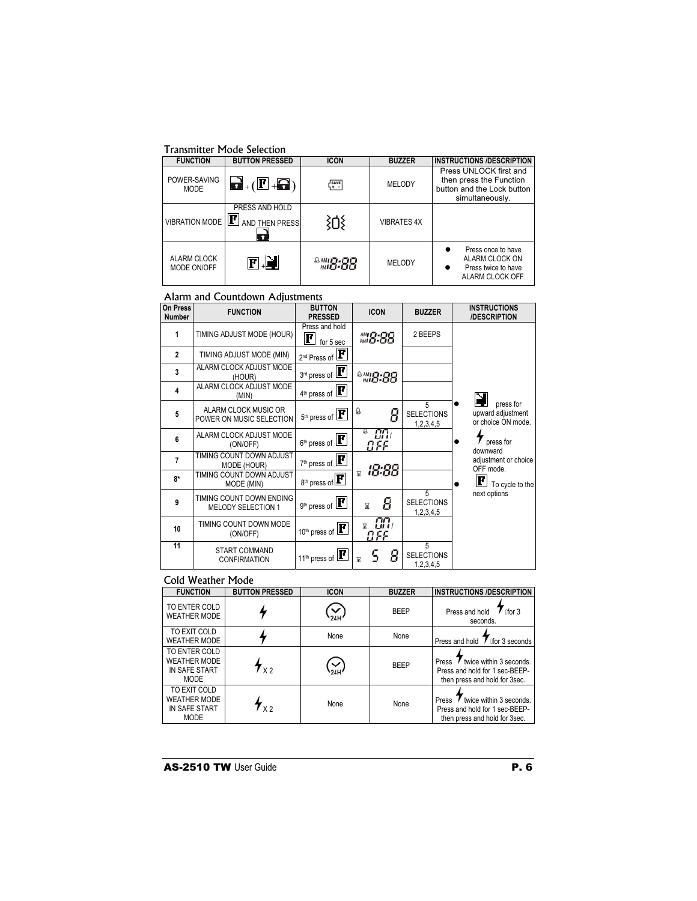## Transmitter Mode Selection

| FUNCTION | BUTTON PRESSED | ICON | BUZZER | INSTRUCTIONS /DESCRIPTION |
|---|---|---|---|---|
| POWER-SAVING MODE | + ( F + ) | SAVE + - | MELODY | Press UNLOCK first and then press the Function button and the Lock button simultaneously. |
| VIBRATION MODE | PRESS AND HOLD F AND THEN PRESS | | VIBRATES 4X | |
| ALARM CLOCK MODE ON/OFF | F + | AM/PM 8:88 | MELODY | • Press once to have ALARM CLOCK ON<br>• Press twice to have ALARM CLOCK OFF |

## Alarm and Countdown Adjustments

| On Press Number | FUNCTION | BUTTON PRESSED | ICON | BUZZER | INSTRUCTIONS /DESCRIPTION |
|---|---|---|---|---|---|
| 1 | TIMING ADJUST MODE (HOUR) | Press and hold F for 5 sec | AM/PM 8:88 | 2 BEEPS | • press for upward adjustment or choice ON mode.<br>• press for downward adjustment or choice OFF mode.<br>• F To cycle to the next options |
| 2 | TIMING ADJUST MODE (MIN) | 2nd Press of F | | | |
| 3 | ALARM CLOCK ADJUST MODE (HOUR) | 3rd press of F | AM/PM 8:88 | | |
| 4 | ALARM CLOCK ADJUST MODE (MIN) | 4th press of F | | | |
| 5 | ALARM CLOCK MUSIC OR POWER ON MUSIC SELECTION | 5th press of F | 8 | 5 SELECTIONS 1,2,3,4,5 | |
| 6 | ALARM CLOCK ADJUST MODE (ON/OFF) | 6th press of F | ON/OFF | | |
| 7 | TIMING COUNT DOWN ADJUST MODE (HOUR) | 7th press of F | 18:88 | | |
| 8* | TIMING COUNT DOWN ADJUST MODE (MIN) | 8th press of F | | | |
| 9 | TIMING COUNT DOWN ENDING MELODY SELECTION 1 | 9th press of F | 8 | 5 SELECTIONS 1,2,3,4,5 | |
| 10 | TIMING COUNT DOWN MODE (ON/OFF) | 10th press of F | ON/OFF | | |
| 11 | START COMMAND CONFIRMATION | 11th press of F | S 8 | 5 SELECTIONS 1,2,3,4,5 | |

## Cold Weather Mode

| FUNCTION | BUTTON PRESSED | ICON | BUZZER | INSTRUCTIONS /DESCRIPTION |
|---|---|---|---|---|
| TO ENTER COLD WEATHER MODE | | 24H | BEEP | Press and hold for 3 seconds. |
| TO EXIT COLD WEATHER MODE | | None | None | Press and hold for 3 seconds |
| TO ENTER COLD WEATHER MODE IN SAFE START MODE | X 2 | 24H | BEEP | Press twice within 3 seconds. Press and hold for 1 sec-BEEP-then press and hold for 3sec. |
| TO EXIT COLD WEATHER MODE IN SAFE START MODE | X 2 | None | None | Press twice within 3 seconds. Press and hold for 1 sec-BEEP-then press and hold for 3sec. |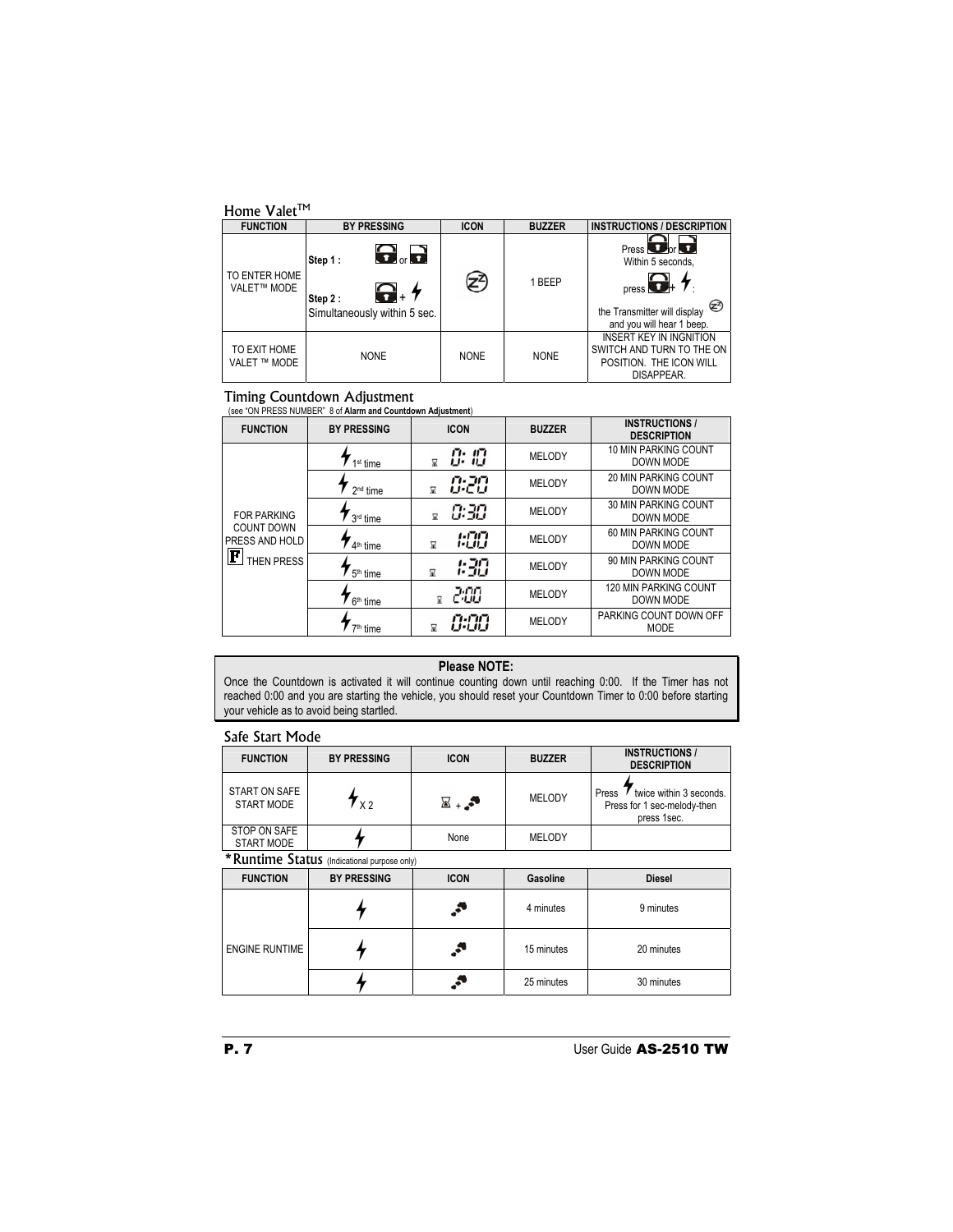## Home Valet™

| FUNCTION | BY PRESSING | ICON | BUZZER | INSTRUCTIONS / DESCRIPTION |
|---|---|---|---|---|
| TO ENTER HOME VALET™ MODE | Step 1 : or<br>Step 2 : +<br>Simultaneously within 5 sec. | | 1 BEEP | Press or<br>Within 5 seconds,<br>press + :<br>the Transmitter will display and you will hear 1 beep. |
| TO EXIT HOME VALET ™ MODE | NONE | NONE | NONE | INSERT KEY IN INGNITION SWITCH AND TURN TO THE ON POSITION. THE ICON WILL DISAPPEAR. |

## Timing Countdown Adjustment

(see "ON PRESS NUMBER" 8 of **Alarm and Countdown Adjustment**)

| FUNCTION | BY PRESSING | ICON | BUZZER | INSTRUCTIONS / DESCRIPTION |
|---|---|---|---|---|
| FOR PARKING COUNT DOWN PRESS AND HOLD F THEN PRESS | 1st time | 0:10 | MELODY | 10 MIN PARKING COUNT DOWN MODE |
| | 2nd time | 0:20 | MELODY | 20 MIN PARKING COUNT DOWN MODE |
| | 3rd time | 0:30 | MELODY | 30 MIN PARKING COUNT DOWN MODE |
| | 4th time | 1:00 | MELODY | 60 MIN PARKING COUNT DOWN MODE |
| | 5th time | 1:30 | MELODY | 90 MIN PARKING COUNT DOWN MODE |
| | 6th time | 2:00 | MELODY | 120 MIN PARKING COUNT DOWN MODE |
| | 7th time | 0:00 | MELODY | PARKING COUNT DOWN OFF MODE |

**Please NOTE:**

Once the Countdown is activated it will continue counting down until reaching 0:00. If the Timer has not reached 0:00 and you are starting the vehicle, you should reset your Countdown Timer to 0:00 before starting your vehicle as to avoid being startled.

## Safe Start Mode

| FUNCTION | BY PRESSING | ICON | BUZZER | INSTRUCTIONS / DESCRIPTION |
|---|---|---|---|---|
| START ON SAFE START MODE | X 2 | + | MELODY | Press twice within 3 seconds. Press for 1 sec-melody-then press 1sec. |
| STOP ON SAFE START MODE | | None | MELODY | |

## *Runtime Status (Indicational purpose only)

| FUNCTION | BY PRESSING | ICON | Gasoline | Diesel |
|---|---|---|---|---|
| ENGINE RUNTIME | | | 4 minutes | 9 minutes |
| | | | 15 minutes | 20 minutes |
| | | | 25 minutes | 30 minutes |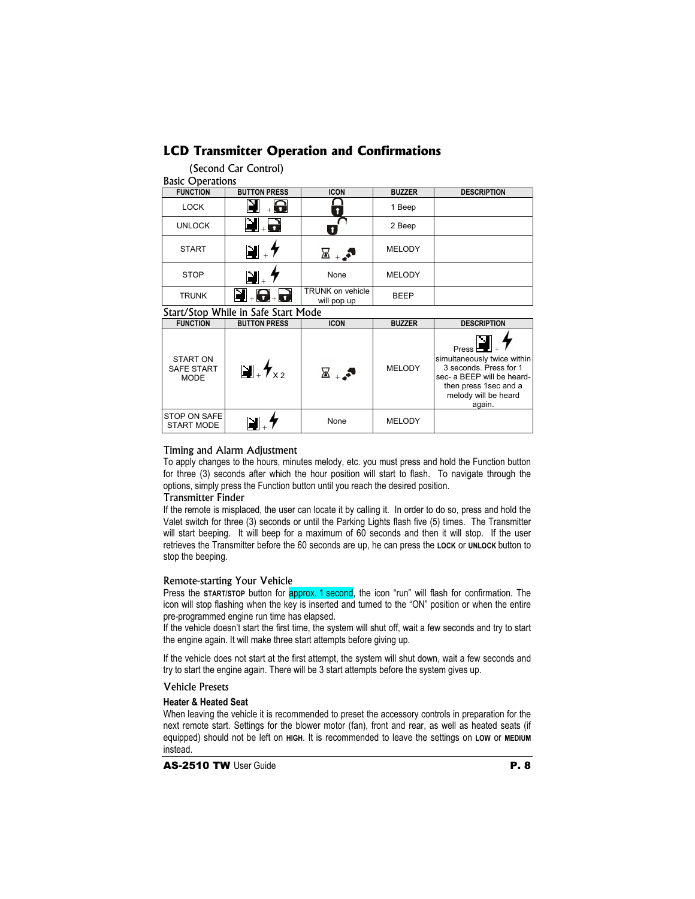## LCD Transmitter Operation and Confirmations

(Second Car Control)

### Basic Operations

| FUNCTION | BUTTON PRESS | ICON | BUZZER | DESCRIPTION |
|---|---|---|---|---|
| LOCK | + | | 1 Beep | |
| UNLOCK | + | | 2 Beep | |
| START | + | + | MELODY | |
| STOP | + | None | MELODY | |
| TRUNK | + + | TRUNK on vehicle will pop up | BEEP | |

### Start/Stop While in Safe Start Mode

| FUNCTION | BUTTON PRESS | ICON | BUZZER | DESCRIPTION |
|---|---|---|---|---|
| START ON SAFE START MODE | + X 2 | + | MELODY | Press + simultaneously twice within 3 seconds. Press for 1 sec- a BEEP will be heard- then press 1sec and a melody will be heard again. |
| STOP ON SAFE START MODE | + | None | MELODY | |

### Timing and Alarm Adjustment

To apply changes to the hours, minutes melody, etc. you must press and hold the Function button for three (3) seconds after which the hour position will start to flash. To navigate through the options, simply press the Function button until you reach the desired position.

### Transmitter Finder

If the remote is misplaced, the user can locate it by calling it. In order to do so, press and hold the Valet switch for three (3) seconds or until the Parking Lights flash five (5) times. The Transmitter will start beeping. It will beep for a maximum of 60 seconds and then it will stop. If the user retrieves the Transmitter before the 60 seconds are up, he can press the **LOCK** or **UNLOCK** button to stop the beeping.

### Remote-starting Your Vehicle

Press the **START/STOP** button for approx. 1 second, the icon "run" will flash for confirmation. The icon will stop flashing when the key is inserted and turned to the "ON" position or when the entire pre-programmed engine run time has elapsed.

If the vehicle doesn't start the first time, the system will shut off, wait a few seconds and try to start the engine again. It will make three start attempts before giving up.

If the vehicle does not start at the first attempt, the system will shut down, wait a few seconds and try to start the engine again. There will be 3 start attempts before the system gives up.

### Vehicle Presets

#### Heater & Heated Seat

When leaving the vehicle it is recommended to preset the accessory controls in preparation for the next remote start. Settings for the blower motor (fan), front and rear, as well as heated seats (if equipped) should not be left on **HIGH**. It is recommended to leave the settings on **LOW** or **MEDIUM** instead.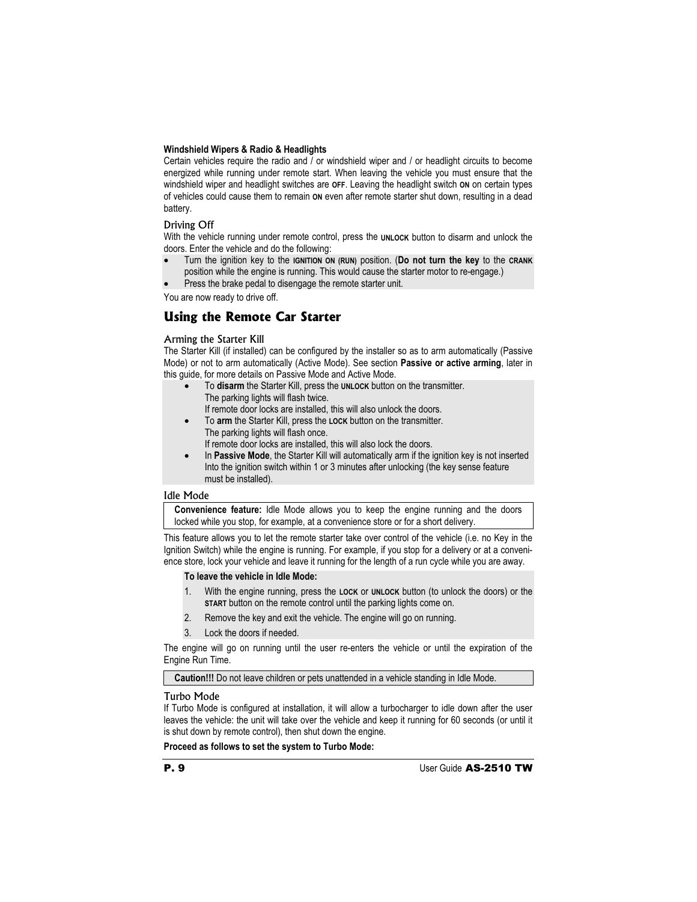**Windshield Wipers & Radio & Headlights**

Certain vehicles require the radio and / or windshield wiper and / or headlight circuits to become energized while running under remote start. When leaving the vehicle you must ensure that the windshield wiper and headlight switches are **OFF**. Leaving the headlight switch **ON** on certain types of vehicles could cause them to remain **ON** even after remote starter shut down, resulting in a dead battery.

### Driving Off

With the vehicle running under remote control, press the **UNLOCK** button to disarm and unlock the doors. Enter the vehicle and do the following:

- Turn the ignition key to the **IGNITION ON (RUN)** position. (**Do not turn the key** to the **CRANK** position while the engine is running. This would cause the starter motor to re-engage.)
- Press the brake pedal to disengage the remote starter unit.

You are now ready to drive off.

## Using the Remote Car Starter

### Arming the Starter Kill

The Starter Kill (if installed) can be configured by the installer so as to arm automatically (Passive Mode) or not to arm automatically (Active Mode). See section **Passive or active arming**, later in this guide, for more details on Passive Mode and Active Mode.

- To **disarm** the Starter Kill, press the **UNLOCK** button on the transmitter.
  The parking lights will flash twice.
  If remote door locks are installed, this will also unlock the doors.
- To **arm** the Starter Kill, press the **LOCK** button on the transmitter.
  The parking lights will flash once.
  If remote door locks are installed, this will also lock the doors.
- In **Passive Mode**, the Starter Kill will automatically arm if the ignition key is not inserted Into the ignition switch within 1 or 3 minutes after unlocking (the key sense feature must be installed).

### Idle Mode

**Convenience feature:** Idle Mode allows you to keep the engine running and the doors locked while you stop, for example, at a convenience store or for a short delivery.

This feature allows you to let the remote starter take over control of the vehicle (i.e. no Key in the Ignition Switch) while the engine is running. For example, if you stop for a delivery or at a convenience store, lock your vehicle and leave it running for the length of a run cycle while you are away.

**To leave the vehicle in Idle Mode:**

1. With the engine running, press the **LOCK** or **UNLOCK** button (to unlock the doors) or the **START** button on the remote control until the parking lights come on.
2. Remove the key and exit the vehicle. The engine will go on running.
3. Lock the doors if needed.

The engine will go on running until the user re-enters the vehicle or until the expiration of the Engine Run Time.

**Caution!!!** Do not leave children or pets unattended in a vehicle standing in Idle Mode.

### Turbo Mode

If Turbo Mode is configured at installation, it will allow a turbocharger to idle down after the user leaves the vehicle: the unit will take over the vehicle and keep it running for 60 seconds (or until it is shut down by remote control), then shut down the engine.

**Proceed as follows to set the system to Turbo Mode:**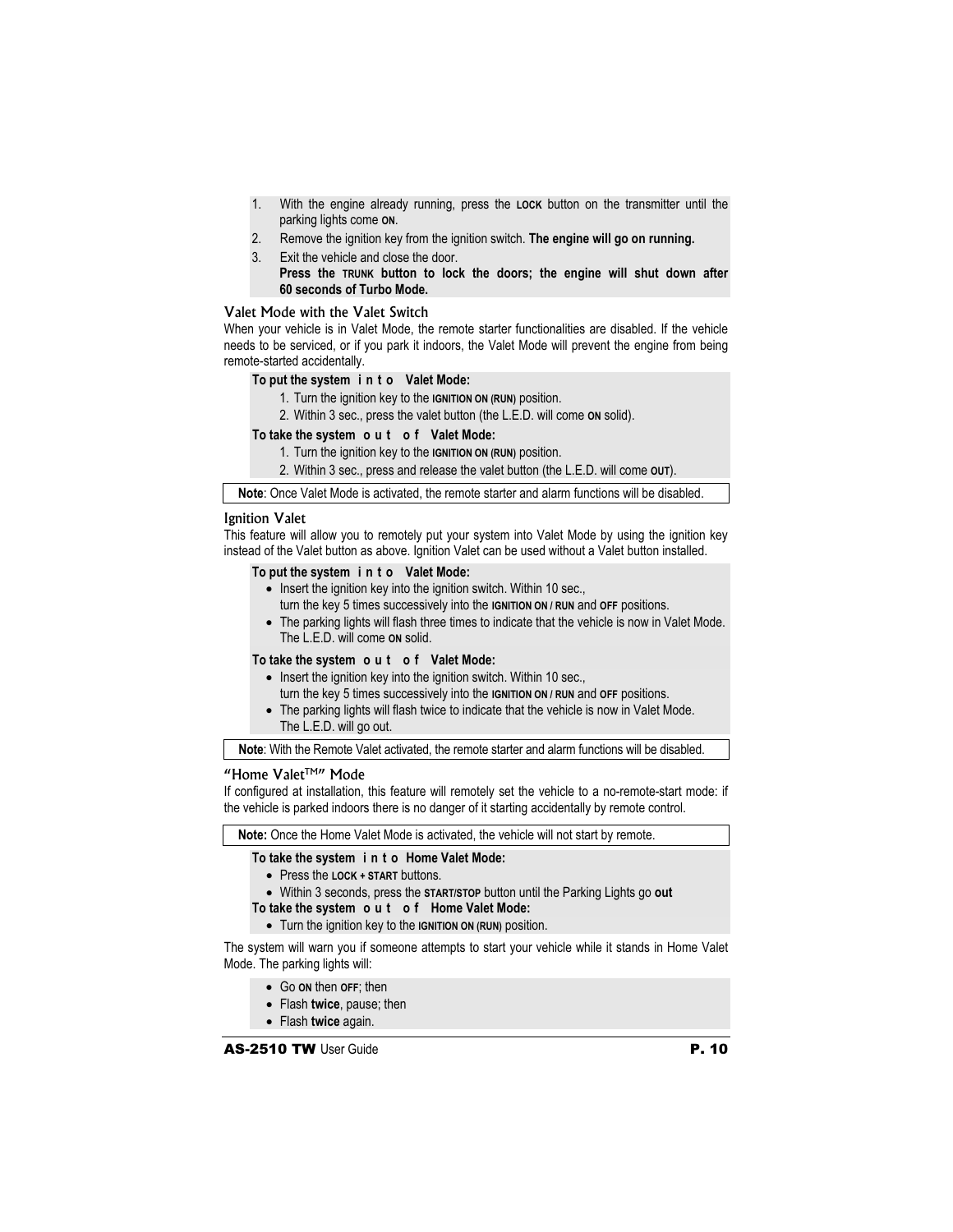1. With the engine already running, press the **LOCK** button on the transmitter until the parking lights come **ON**.
2. Remove the ignition key from the ignition switch. **The engine will go on running.**
3. Exit the vehicle and close the door.
   **Press the TRUNK button to lock the doors; the engine will shut down after 60 seconds of Turbo Mode.**

### Valet Mode with the Valet Switch

When your vehicle is in Valet Mode, the remote starter functionalities are disabled. If the vehicle needs to be serviced, or if you park it indoors, the Valet Mode will prevent the engine from being remote-started accidentally.

**To put the system into Valet Mode:**

1. Turn the ignition key to the **IGNITION ON (RUN)** position.
2. Within 3 sec., press the valet button (the L.E.D. will come **ON** solid).

**To take the system out of Valet Mode:**

1. Turn the ignition key to the **IGNITION ON (RUN)** position.
2. Within 3 sec., press and release the valet button (the L.E.D. will come **OUT**).

**Note**: Once Valet Mode is activated, the remote starter and alarm functions will be disabled.

### Ignition Valet

This feature will allow you to remotely put your system into Valet Mode by using the ignition key instead of the Valet button as above. Ignition Valet can be used without a Valet button installed.

**To put the system into Valet Mode:**

- Insert the ignition key into the ignition switch. Within 10 sec., turn the key 5 times successively into the **IGNITION ON / RUN** and **OFF** positions.
- The parking lights will flash three times to indicate that the vehicle is now in Valet Mode. The L.E.D. will come **ON** solid.

**To take the system out of Valet Mode:**

- Insert the ignition key into the ignition switch. Within 10 sec., turn the key 5 times successively into the **IGNITION ON / RUN** and **OFF** positions.
- The parking lights will flash twice to indicate that the vehicle is now in Valet Mode. The L.E.D. will go out.

**Note**: With the Remote Valet activated, the remote starter and alarm functions will be disabled.

### "Home Valet™" Mode

If configured at installation, this feature will remotely set the vehicle to a no-remote-start mode: if the vehicle is parked indoors there is no danger of it starting accidentally by remote control.

**Note:** Once the Home Valet Mode is activated, the vehicle will not start by remote.

**To take the system into Home Valet Mode:**

- Press the **LOCK + START** buttons.
- Within 3 seconds, press the **START/STOP** button until the Parking Lights go **out**

**To take the system out of Home Valet Mode:**

- Turn the ignition key to the **IGNITION ON (RUN)** position.

The system will warn you if someone attempts to start your vehicle while it stands in Home Valet Mode. The parking lights will:

- Go **ON** then **OFF**; then
- Flash **twice**, pause; then
- Flash **twice** again.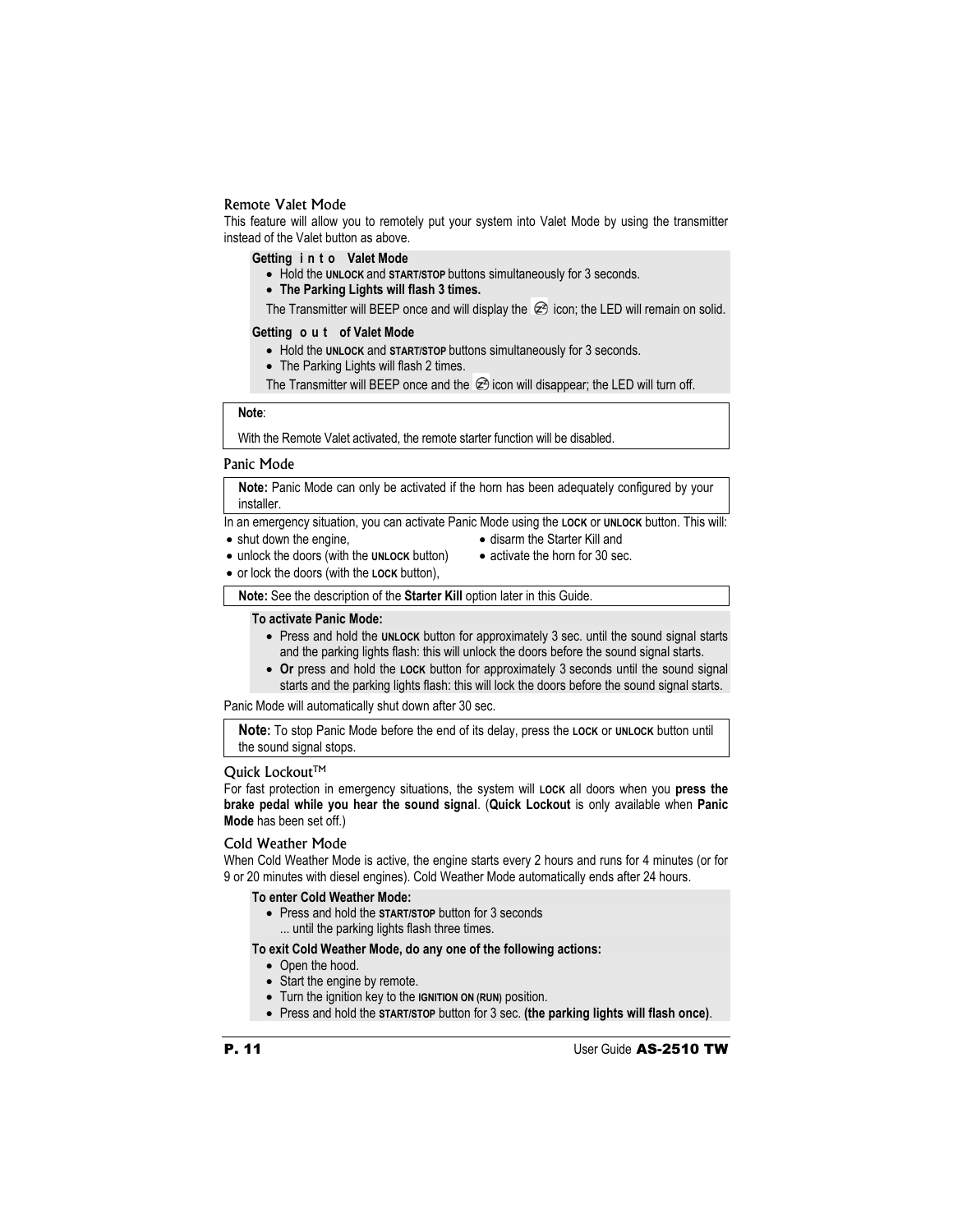### Remote Valet Mode

This feature will allow you to remotely put your system into Valet Mode by using the transmitter instead of the Valet button as above.

**Getting into Valet Mode**

- Hold the **UNLOCK** and **START/STOP** buttons simultaneously for 3 seconds.
- **The Parking Lights will flash 3 times.**

The Transmitter will BEEP once and will display the icon; the LED will remain on solid.

**Getting out of Valet Mode**

- Hold the **UNLOCK** and **START/STOP** buttons simultaneously for 3 seconds.
- The Parking Lights will flash 2 times.

The Transmitter will BEEP once and the icon will disappear; the LED will turn off.

> **Note**:
>
> With the Remote Valet activated, the remote starter function will be disabled.

### Panic Mode

> **Note:** Panic Mode can only be activated if the horn has been adequately configured by your installer.

In an emergency situation, you can activate Panic Mode using the **LOCK** or **UNLOCK** button. This will:

- shut down the engine,
- unlock the doors (with the **UNLOCK** button)
- or lock the doors (with the **LOCK** button),
- disarm the Starter Kill and
- activate the horn for 30 sec.

> **Note:** See the description of the **Starter Kill** option later in this Guide.

**To activate Panic Mode:**

- Press and hold the **UNLOCK** button for approximately 3 sec. until the sound signal starts and the parking lights flash: this will unlock the doors before the sound signal starts.
- **Or** press and hold the **LOCK** button for approximately 3 seconds until the sound signal starts and the parking lights flash: this will lock the doors before the sound signal starts.

Panic Mode will automatically shut down after 30 sec.

> **Note:** To stop Panic Mode before the end of its delay, press the **LOCK** or **UNLOCK** button until the sound signal stops.

### Quick Lockout™

For fast protection in emergency situations, the system will **LOCK** all doors when you **press the brake pedal while you hear the sound signal**. (**Quick Lockout** is only available when **Panic Mode** has been set off.)

### Cold Weather Mode

When Cold Weather Mode is active, the engine starts every 2 hours and runs for 4 minutes (or for 9 or 20 minutes with diesel engines). Cold Weather Mode automatically ends after 24 hours.

**To enter Cold Weather Mode:**

- Press and hold the **START/STOP** button for 3 seconds
  ... until the parking lights flash three times.

**To exit Cold Weather Mode, do any one of the following actions:**

- Open the hood.
- Start the engine by remote.
- Turn the ignition key to the **IGNITION ON (RUN)** position.
- Press and hold the **START/STOP** button for 3 sec. **(the parking lights will flash once)**.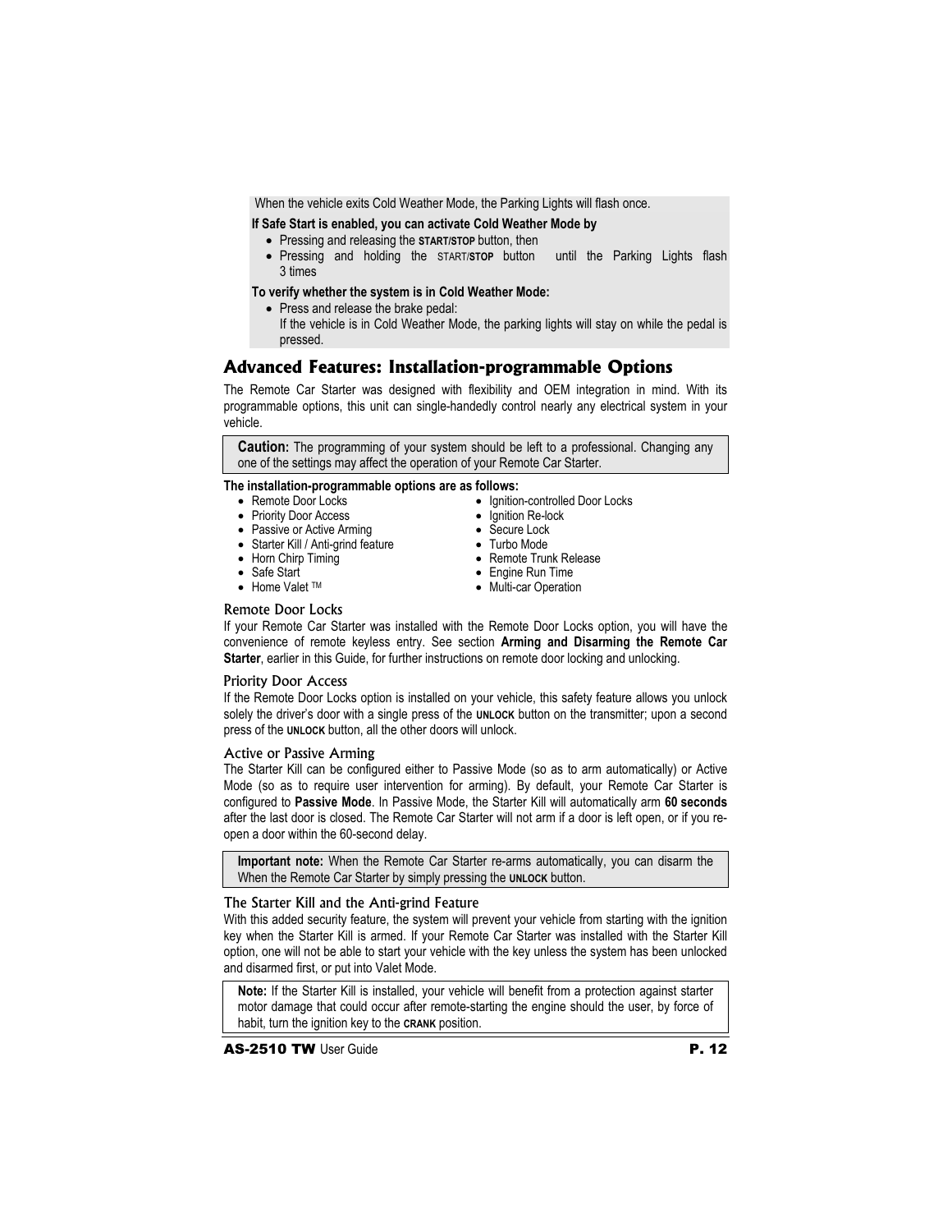When the vehicle exits Cold Weather Mode, the Parking Lights will flash once.

**If Safe Start is enabled, you can activate Cold Weather Mode by**

- Pressing and releasing the **START/STOP** button, then
- Pressing and holding the START/**STOP** button until the Parking Lights flash 3 times

**To verify whether the system is in Cold Weather Mode:**

- Press and release the brake pedal:
  If the vehicle is in Cold Weather Mode, the parking lights will stay on while the pedal is pressed.

## Advanced Features: Installation-programmable Options

The Remote Car Starter was designed with flexibility and OEM integration in mind. With its programmable options, this unit can single-handedly control nearly any electrical system in your vehicle.

> **Caution:** The programming of your system should be left to a professional. Changing any one of the settings may affect the operation of your Remote Car Starter.

**The installation-programmable options are as follows:**

- Remote Door Locks
- Priority Door Access
- Passive or Active Arming
- Starter Kill / Anti-grind feature
- Horn Chirp Timing
- Safe Start
- Home Valet ™
- Ignition-controlled Door Locks
- Ignition Re-lock
- Secure Lock
- Turbo Mode
- Remote Trunk Release
- Engine Run Time
- Multi-car Operation

### Remote Door Locks

If your Remote Car Starter was installed with the Remote Door Locks option, you will have the convenience of remote keyless entry. See section **Arming and Disarming the Remote Car Starter**, earlier in this Guide, for further instructions on remote door locking and unlocking.

### Priority Door Access

If the Remote Door Locks option is installed on your vehicle, this safety feature allows you unlock solely the driver's door with a single press of the **UNLOCK** button on the transmitter; upon a second press of the **UNLOCK** button, all the other doors will unlock.

### Active or Passive Arming

The Starter Kill can be configured either to Passive Mode (so as to arm automatically) or Active Mode (so as to require user intervention for arming). By default, your Remote Car Starter is configured to **Passive Mode**. In Passive Mode, the Starter Kill will automatically arm **60 seconds** after the last door is closed. The Remote Car Starter will not arm if a door is left open, or if you re-open a door within the 60-second delay.

> **Important note:** When the Remote Car Starter re-arms automatically, you can disarm the When the Remote Car Starter by simply pressing the **UNLOCK** button.

### The Starter Kill and the Anti-grind Feature

With this added security feature, the system will prevent your vehicle from starting with the ignition key when the Starter Kill is armed. If your Remote Car Starter was installed with the Starter Kill option, one will not be able to start your vehicle with the key unless the system has been unlocked and disarmed first, or put into Valet Mode.

> **Note:** If the Starter Kill is installed, your vehicle will benefit from a protection against starter motor damage that could occur after remote-starting the engine should the user, by force of habit, turn the ignition key to the **CRANK** position.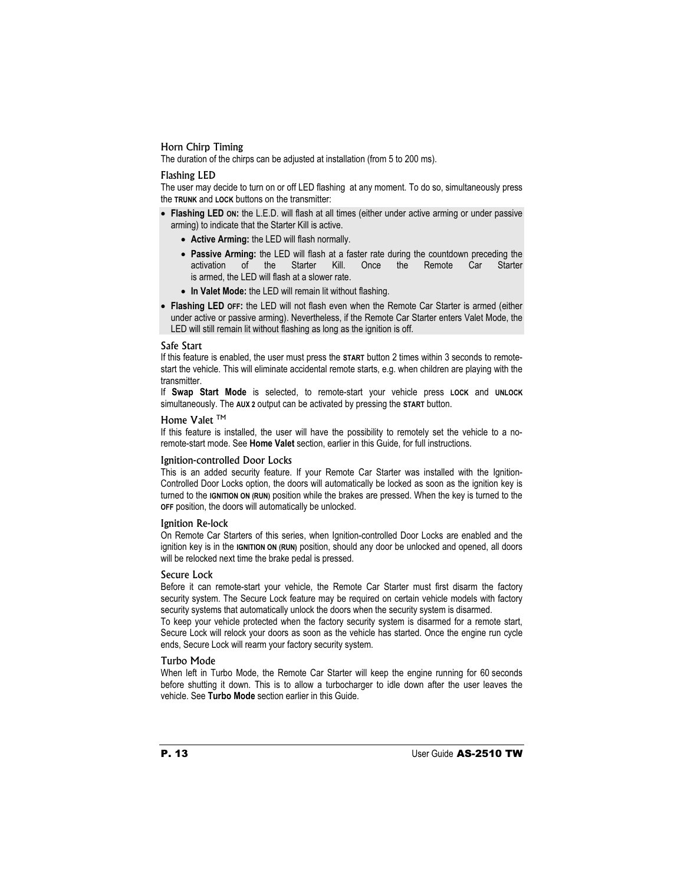### Horn Chirp Timing

The duration of the chirps can be adjusted at installation (from 5 to 200 ms).

### Flashing LED

The user may decide to turn on or off LED flashing at any moment. To do so, simultaneously press the **TRUNK** and **LOCK** buttons on the transmitter:

- **Flashing LED ON:** the L.E.D. will flash at all times (either under active arming or under passive arming) to indicate that the Starter Kill is active.
  - **Active Arming:** the LED will flash normally.
  - **Passive Arming:** the LED will flash at a faster rate during the countdown preceding the activation of the Starter Kill. Once the Remote Car Starter is armed, the LED will flash at a slower rate.
  - **In Valet Mode:** the LED will remain lit without flashing.
- **Flashing LED OFF:** the LED will not flash even when the Remote Car Starter is armed (either under active or passive arming). Nevertheless, if the Remote Car Starter enters Valet Mode, the LED will still remain lit without flashing as long as the ignition is off.

### Safe Start

If this feature is enabled, the user must press the **START** button 2 times within 3 seconds to remote-start the vehicle. This will eliminate accidental remote starts, e.g. when children are playing with the transmitter.

If **Swap Start Mode** is selected, to remote-start your vehicle press **LOCK** and **UNLOCK** simultaneously. The **AUX 2** output can be activated by pressing the **START** button.

### Home Valet ™

If this feature is installed, the user will have the possibility to remotely set the vehicle to a no-remote-start mode. See **Home Valet** section, earlier in this Guide, for full instructions.

### Ignition-controlled Door Locks

This is an added security feature. If your Remote Car Starter was installed with the Ignition-Controlled Door Locks option, the doors will automatically be locked as soon as the ignition key is turned to the **IGNITION ON (RUN)** position while the brakes are pressed. When the key is turned to the **OFF** position, the doors will automatically be unlocked.

### Ignition Re-lock

On Remote Car Starters of this series, when Ignition-controlled Door Locks are enabled and the ignition key is in the **IGNITION ON (RUN)** position, should any door be unlocked and opened, all doors will be relocked next time the brake pedal is pressed.

### Secure Lock

Before it can remote-start your vehicle, the Remote Car Starter must first disarm the factory security system. The Secure Lock feature may be required on certain vehicle models with factory security systems that automatically unlock the doors when the security system is disarmed.

To keep your vehicle protected when the factory security system is disarmed for a remote start, Secure Lock will relock your doors as soon as the vehicle has started. Once the engine run cycle ends, Secure Lock will rearm your factory security system.

### Turbo Mode

When left in Turbo Mode, the Remote Car Starter will keep the engine running for 60 seconds before shutting it down. This is to allow a turbocharger to idle down after the user leaves the vehicle. See **Turbo Mode** section earlier in this Guide.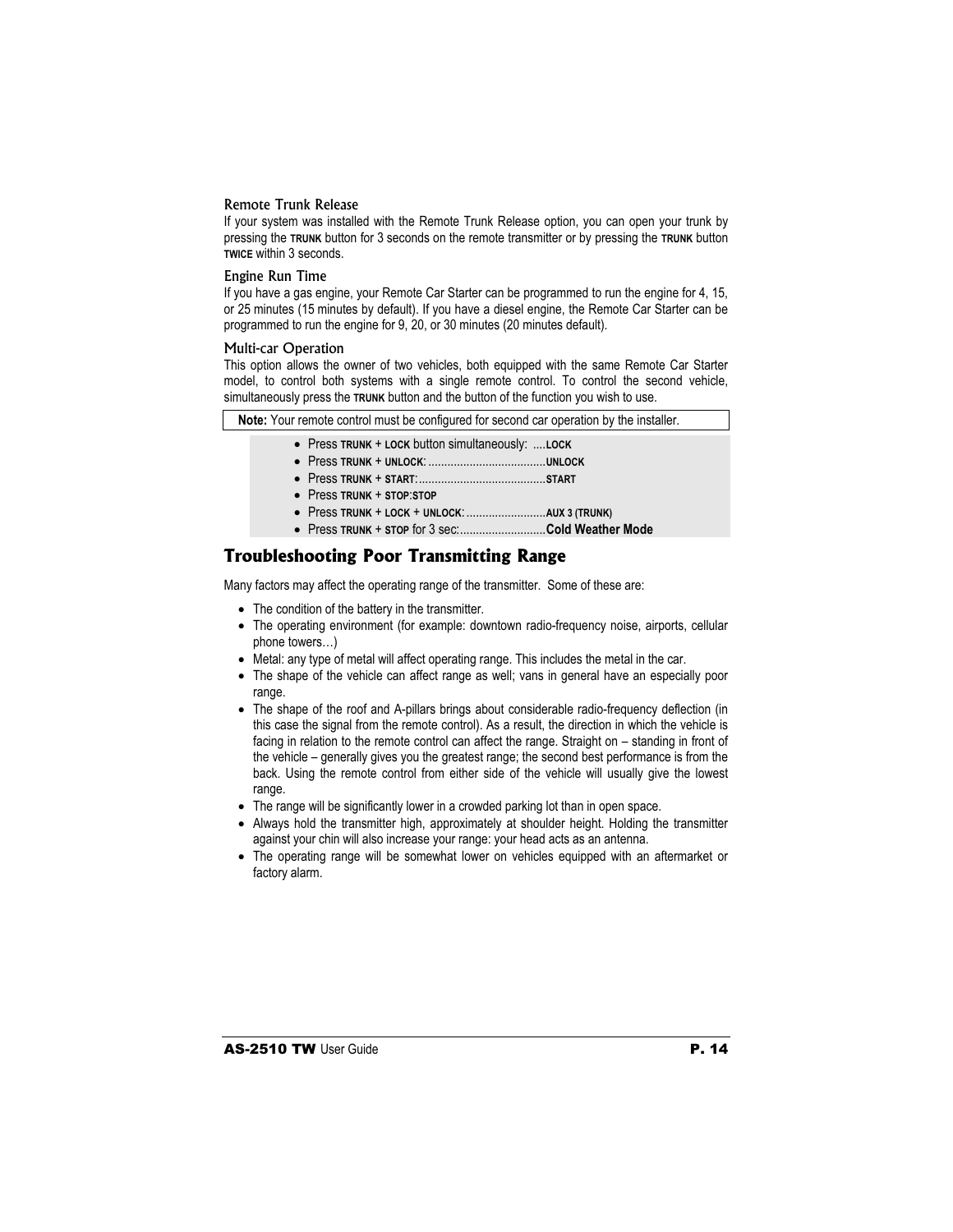### Remote Trunk Release

If your system was installed with the Remote Trunk Release option, you can open your trunk by pressing the **TRUNK** button for 3 seconds on the remote transmitter or by pressing the **TRUNK** button **TWICE** within 3 seconds.

### Engine Run Time

If you have a gas engine, your Remote Car Starter can be programmed to run the engine for 4, 15, or 25 minutes (15 minutes by default). If you have a diesel engine, the Remote Car Starter can be programmed to run the engine for 9, 20, or 30 minutes (20 minutes default).

### Multi-car Operation

This option allows the owner of two vehicles, both equipped with the same Remote Car Starter model, to control both systems with a single remote control. To control the second vehicle, simultaneously press the **TRUNK** button and the button of the function you wish to use.

**Note:** Your remote control must be configured for second car operation by the installer.

- Press **TRUNK** + **LOCK** button simultaneously: ....**LOCK**
- Press **TRUNK** + **UNLOCK**: ....................................**UNLOCK**
- Press **TRUNK** + **START**:.......................................**START**
- Press **TRUNK** + **STOP**:**STOP**
- Press **TRUNK** + **LOCK** + **UNLOCK**: ........................**AUX 3 (TRUNK)**
- Press **TRUNK** + **STOP** for 3 sec:..........................**Cold Weather Mode**

## Troubleshooting Poor Transmitting Range

Many factors may affect the operating range of the transmitter. Some of these are:

- The condition of the battery in the transmitter.
- The operating environment (for example: downtown radio-frequency noise, airports, cellular phone towers…)
- Metal: any type of metal will affect operating range. This includes the metal in the car.
- The shape of the vehicle can affect range as well; vans in general have an especially poor range.
- The shape of the roof and A-pillars brings about considerable radio-frequency deflection (in this case the signal from the remote control). As a result, the direction in which the vehicle is facing in relation to the remote control can affect the range. Straight on – standing in front of the vehicle – generally gives you the greatest range; the second best performance is from the back. Using the remote control from either side of the vehicle will usually give the lowest range.
- The range will be significantly lower in a crowded parking lot than in open space.
- Always hold the transmitter high, approximately at shoulder height. Holding the transmitter against your chin will also increase your range: your head acts as an antenna.
- The operating range will be somewhat lower on vehicles equipped with an aftermarket or factory alarm.